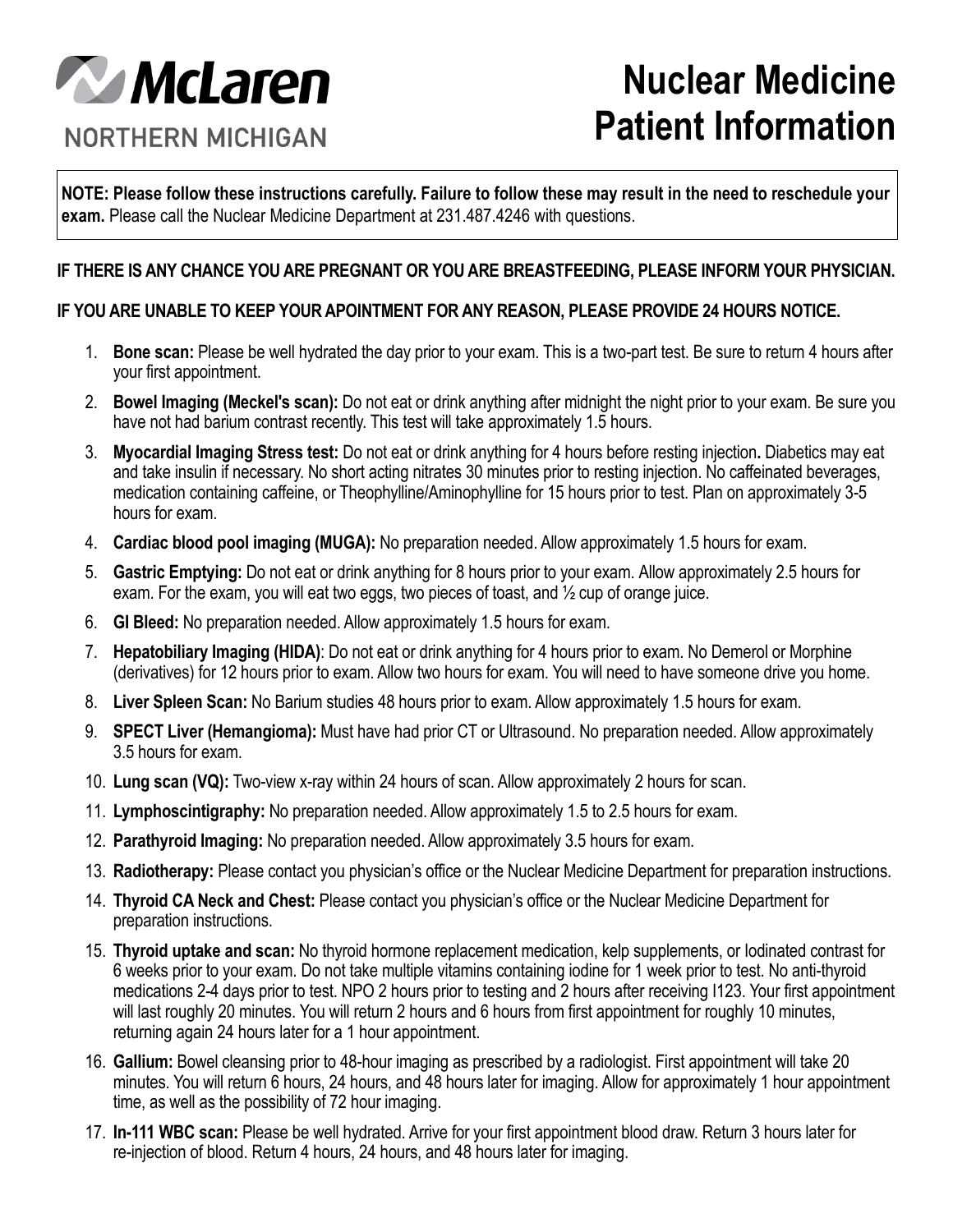McLaren NORTHERN MICHIGAN

# Nuclear Medicine Patient Information

**NOTE: Please follow these instructions carefully. Failure to follow these may result in the need to reschedule your exam.** Please call the Nuclear Medicine Department at 231.487.4246 with questions.

**IF THERE IS ANY CHANCE YOU ARE PREGNANT OR YOU ARE BREASTFEEDING, PLEASE INFORM YOUR PHYSICIAN.**

**IF YOU ARE UNABLE TO KEEP YOUR APOINTMENT FOR ANY REASON, PLEASE PROVIDE 24 HOURS NOTICE.**

1. **Bone scan:** Please be well hydrated the day prior to your exam. This is a two-part test. Be sure to return 4 hours after your first appointment.
2. **Bowel Imaging (Meckel's scan):** Do not eat or drink anything after midnight the night prior to your exam. Be sure you have not had barium contrast recently. This test will take approximately 1.5 hours.
3. **Myocardial Imaging Stress test:** Do not eat or drink anything for 4 hours before resting injection**.** Diabetics may eat and take insulin if necessary. No short acting nitrates 30 minutes prior to resting injection. No caffeinated beverages, medication containing caffeine, or Theophylline/Aminophylline for 15 hours prior to test. Plan on approximately 3-5 hours for exam.
4. **Cardiac blood pool imaging (MUGA):** No preparation needed. Allow approximately 1.5 hours for exam.
5. **Gastric Emptying:** Do not eat or drink anything for 8 hours prior to your exam. Allow approximately 2.5 hours for exam. For the exam, you will eat two eggs, two pieces of toast, and ½ cup of orange juice.
6. **GI Bleed:** No preparation needed. Allow approximately 1.5 hours for exam.
7. **Hepatobiliary Imaging (HIDA)**: Do not eat or drink anything for 4 hours prior to exam. No Demerol or Morphine (derivatives) for 12 hours prior to exam. Allow two hours for exam. You will need to have someone drive you home.
8. **Liver Spleen Scan:** No Barium studies 48 hours prior to exam. Allow approximately 1.5 hours for exam.
9. **SPECT Liver (Hemangioma):** Must have had prior CT or Ultrasound. No preparation needed. Allow approximately 3.5 hours for exam.
10. **Lung scan (VQ):** Two-view x-ray within 24 hours of scan. Allow approximately 2 hours for scan.
11. **Lymphoscintigraphy:** No preparation needed. Allow approximately 1.5 to 2.5 hours for exam.
12. **Parathyroid Imaging:** No preparation needed. Allow approximately 3.5 hours for exam.
13. **Radiotherapy:** Please contact you physician's office or the Nuclear Medicine Department for preparation instructions.
14. **Thyroid CA Neck and Chest:** Please contact you physician's office or the Nuclear Medicine Department for preparation instructions.
15. **Thyroid uptake and scan:** No thyroid hormone replacement medication, kelp supplements, or Iodinated contrast for 6 weeks prior to your exam. Do not take multiple vitamins containing iodine for 1 week prior to test. No anti-thyroid medications 2-4 days prior to test. NPO 2 hours prior to testing and 2 hours after receiving I123. Your first appointment will last roughly 20 minutes. You will return 2 hours and 6 hours from first appointment for roughly 10 minutes, returning again 24 hours later for a 1 hour appointment.
16. **Gallium:** Bowel cleansing prior to 48-hour imaging as prescribed by a radiologist. First appointment will take 20 minutes. You will return 6 hours, 24 hours, and 48 hours later for imaging. Allow for approximately 1 hour appointment time, as well as the possibility of 72 hour imaging.
17. **In-111 WBC scan:** Please be well hydrated. Arrive for your first appointment blood draw. Return 3 hours later for re-injection of blood. Return 4 hours, 24 hours, and 48 hours later for imaging.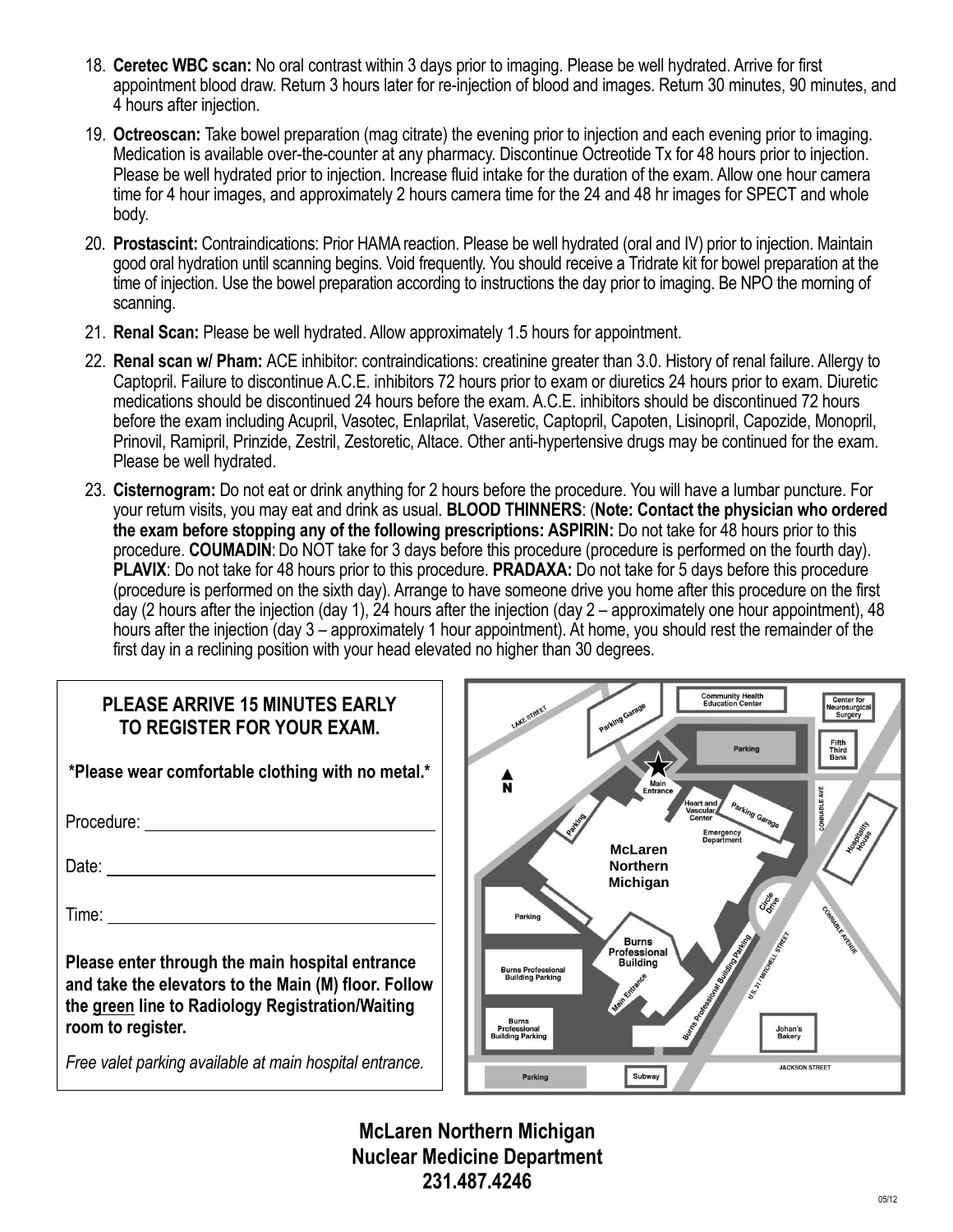18. **Ceretec WBC scan:** No oral contrast within 3 days prior to imaging. Please be well hydrated. Arrive for first appointment blood draw. Return 3 hours later for re-injection of blood and images. Return 30 minutes, 90 minutes, and 4 hours after injection.

19. **Octreoscan:** Take bowel preparation (mag citrate) the evening prior to injection and each evening prior to imaging. Medication is available over-the-counter at any pharmacy. Discontinue Octreotide Tx for 48 hours prior to injection. Please be well hydrated prior to injection. Increase fluid intake for the duration of the exam. Allow one hour camera time for 4 hour images, and approximately 2 hours camera time for the 24 and 48 hr images for SPECT and whole body.

20. **Prostascint:** Contraindications: Prior HAMA reaction. Please be well hydrated (oral and IV) prior to injection. Maintain good oral hydration until scanning begins. Void frequently. You should receive a Tridrate kit for bowel preparation at the time of injection. Use the bowel preparation according to instructions the day prior to imaging. Be NPO the morning of scanning.

21. **Renal Scan:** Please be well hydrated. Allow approximately 1.5 hours for appointment.

22. **Renal scan w/ Pham:** ACE inhibitor: contraindications: creatinine greater than 3.0. History of renal failure. Allergy to Captopril. Failure to discontinue A.C.E. inhibitors 72 hours prior to exam or diuretics 24 hours prior to exam. Diuretic medications should be discontinued 24 hours before the exam. A.C.E. inhibitors should be discontinued 72 hours before the exam including Acupril, Vasotec, Enlaprilat, Vaseretic, Captopril, Capoten, Lisinopril, Capozide, Monopril, Prinovil, Ramipril, Prinzide, Zestril, Zestoretic, Altace. Other anti-hypertensive drugs may be continued for the exam. Please be well hydrated.

23. **Cisternogram:** Do not eat or drink anything for 2 hours before the procedure. You will have a lumbar puncture. For your return visits, you may eat and drink as usual. **BLOOD THINNERS**: (**Note: Contact the physician who ordered the exam before stopping any of the following prescriptions: ASPIRIN:** Do not take for 48 hours prior to this procedure. **COUMADIN**: Do NOT take for 3 days before this procedure (procedure is performed on the fourth day). **PLAVIX**: Do not take for 48 hours prior to this procedure. **PRADAXA:** Do not take for 5 days before this procedure (procedure is performed on the sixth day). Arrange to have someone drive you home after this procedure on the first day (2 hours after the injection (day 1), 24 hours after the injection (day 2 – approximately one hour appointment), 48 hours after the injection (day 3 – approximately 1 hour appointment). At home, you should rest the remainder of the first day in a reclining position with your head elevated no higher than 30 degrees.

**PLEASE ARRIVE 15 MINUTES EARLY TO REGISTER FOR YOUR EXAM.**

**\*Please wear comfortable clothing with no metal.\***

Procedure: ______________________

Date: ______________________

Time: ______________________

**Please enter through the main hospital entrance and take the elevators to the Main (M) floor. Follow the green line to Radiology Registration/Waiting room to register.**

*Free valet parking available at main hospital entrance.*

LAKE STREET
Parking Garage
Community Health Education Center
Center for Neurosurgical Surgery
Parking
Fifth Third Bank
N
Main Entrance
Heart and Vascular Center
Parking Garage
CONNABLE AVE
Emergency Department
Parking
Hospitality House
McLaren Northern Michigan
Circle Drive
Parking
CONNABLE AVENUE
Burns Professional Building
Burns Professional Building Parking
U.S. 31 / MITCHELL STREET
Main Entrance
Burns Professional Building Parking
Burns Professional Building Parking
Johan's Bakery
JACKSON STREET
Parking
Subway

**McLaren Northern Michigan**
**Nuclear Medicine Department**
**231.487.4246**

05/12